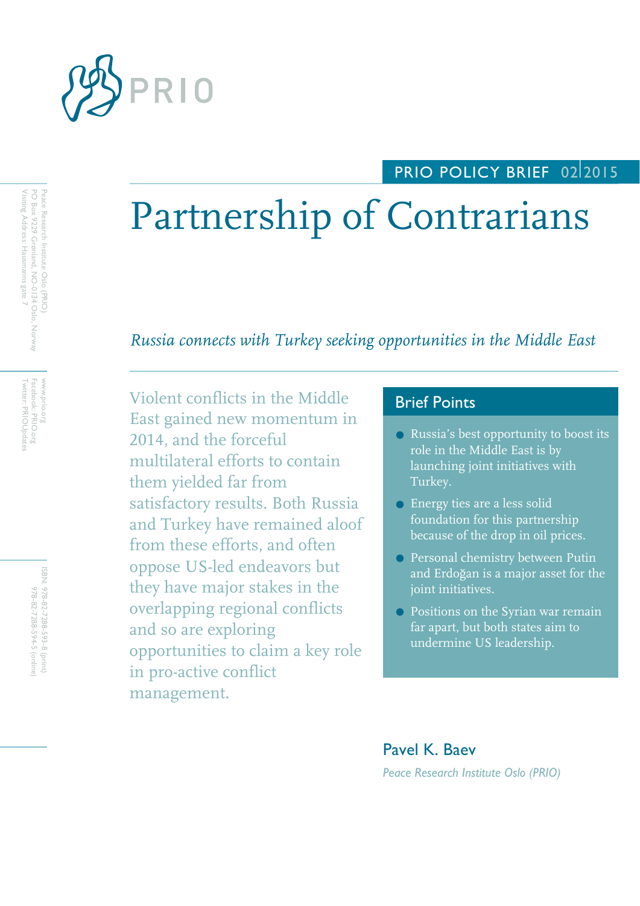PRIO POLICY BRIEF 02|2015

# Partnership of Contrarians

*Russia connects with Turkey seeking opportunities in the Middle East*

Violent conflicts in the Middle East gained new momentum in 2014, and the forceful multilateral efforts to contain them yielded far from satisfactory results. Both Russia and Turkey have remained aloof from these efforts, and often oppose US-led endeavors but they have major stakes in the overlapping regional conflicts and so are exploring opportunities to claim a key role in pro-active conflict management.

## Brief Points

- Russia's best opportunity to boost its role in the Middle East is by launching joint initiatives with Turkey.
- Energy ties are a less solid foundation for this partnership because of the drop in oil prices.
- Personal chemistry between Putin and Erdoğan is a major asset for the joint initiatives.
- Positions on the Syrian war remain far apart, but both states aim to undermine US leadership.

**Pavel K. Baev**

*Peace Research Institute Oslo (PRIO)*

Peace Research Institute Oslo (PRIO)
PO Box 9229 Grønland, NO-0134 Oslo, Norway
Visiting Address: Hausmanns gate 7

www.prio.org
Facebook: PRIO.org
Twitter: PRIOUpdates

ISBN: 978-82-7288-593-8 (print)
978-82-7288-594-5 (online)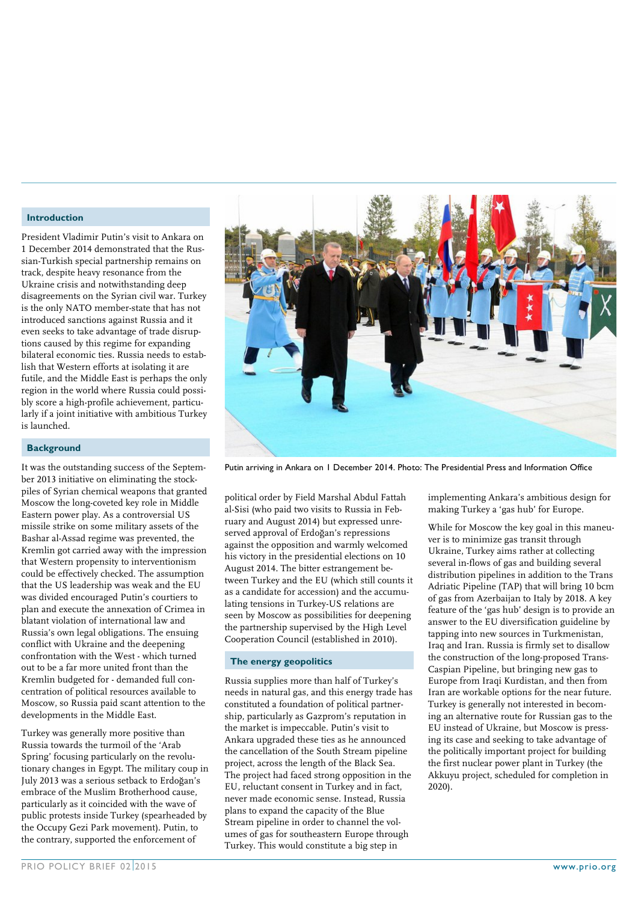## Introduction

President Vladimir Putin's visit to Ankara on 1 December 2014 demonstrated that the Russian-Turkish special partnership remains on track, despite heavy resonance from the Ukraine crisis and notwithstanding deep disagreements on the Syrian civil war. Turkey is the only NATO member-state that has not introduced sanctions against Russia and it even seeks to take advantage of trade disruptions caused by this regime for expanding bilateral economic ties. Russia needs to establish that Western efforts at isolating it are futile, and the Middle East is perhaps the only region in the world where Russia could possibly score a high-profile achievement, particularly if a joint initiative with ambitious Turkey is launched.

## Background

It was the outstanding success of the September 2013 initiative on eliminating the stockpiles of Syrian chemical weapons that granted Moscow the long-coveted key role in Middle Eastern power play. As a controversial US missile strike on some military assets of the Bashar al-Assad regime was prevented, the Kremlin got carried away with the impression that Western propensity to interventionism could be effectively checked. The assumption that the US leadership was weak and the EU was divided encouraged Putin's courtiers to plan and execute the annexation of Crimea in blatant violation of international law and Russia's own legal obligations. The ensuing conflict with Ukraine and the deepening confrontation with the West - which turned out to be a far more united front than the Kremlin budgeted for - demanded full concentration of political resources available to Moscow, so Russia paid scant attention to the developments in the Middle East.

Turkey was generally more positive than Russia towards the turmoil of the 'Arab Spring' focusing particularly on the revolutionary changes in Egypt. The military coup in July 2013 was a serious setback to Erdoğan's embrace of the Muslim Brotherhood cause, particularly as it coincided with the wave of public protests inside Turkey (spearheaded by the Occupy Gezi Park movement). Putin, to the contrary, supported the enforcement of political order by Field Marshal Abdul Fattah al-Sisi (who paid two visits to Russia in February and August 2014) but expressed unreserved approval of Erdoğan's repressions against the opposition and warmly welcomed his victory in the presidential elections on 10 August 2014. The bitter estrangement between Turkey and the EU (which still counts it as a candidate for accession) and the accumulating tensions in Turkey-US relations are seen by Moscow as possibilities for deepening the partnership supervised by the High Level Cooperation Council (established in 2010).

Putin arriving in Ankara on 1 December 2014. Photo: The Presidential Press and Information Office

## The energy geopolitics

Russia supplies more than half of Turkey's needs in natural gas, and this energy trade has constituted a foundation of political partnership, particularly as Gazprom's reputation in the market is impeccable. Putin's visit to Ankara upgraded these ties as he announced the cancellation of the South Stream pipeline project, across the length of the Black Sea. The project had faced strong opposition in the EU, reluctant consent in Turkey and in fact, never made economic sense. Instead, Russia plans to expand the capacity of the Blue Stream pipeline in order to channel the volumes of gas for southeastern Europe through Turkey. This would constitute a big step in implementing Ankara's ambitious design for making Turkey a 'gas hub' for Europe.

While for Moscow the key goal in this maneuver is to minimize gas transit through Ukraine, Turkey aims rather at collecting several in-flows of gas and building several distribution pipelines in addition to the Trans Adriatic Pipeline (TAP) that will bring 10 bcm of gas from Azerbaijan to Italy by 2018. A key feature of the 'gas hub' design is to provide an answer to the EU diversification guideline by tapping into new sources in Turkmenistan, Iraq and Iran. Russia is firmly set to disallow the construction of the long-proposed Trans-Caspian Pipeline, but bringing new gas to Europe from Iraqi Kurdistan, and then from Iran are workable options for the near future. Turkey is generally not interested in becoming an alternative route for Russian gas to the EU instead of Ukraine, but Moscow is pressing its case and seeking to take advantage of the politically important project for building the first nuclear power plant in Turkey (the Akkuyu project, scheduled for completion in 2020).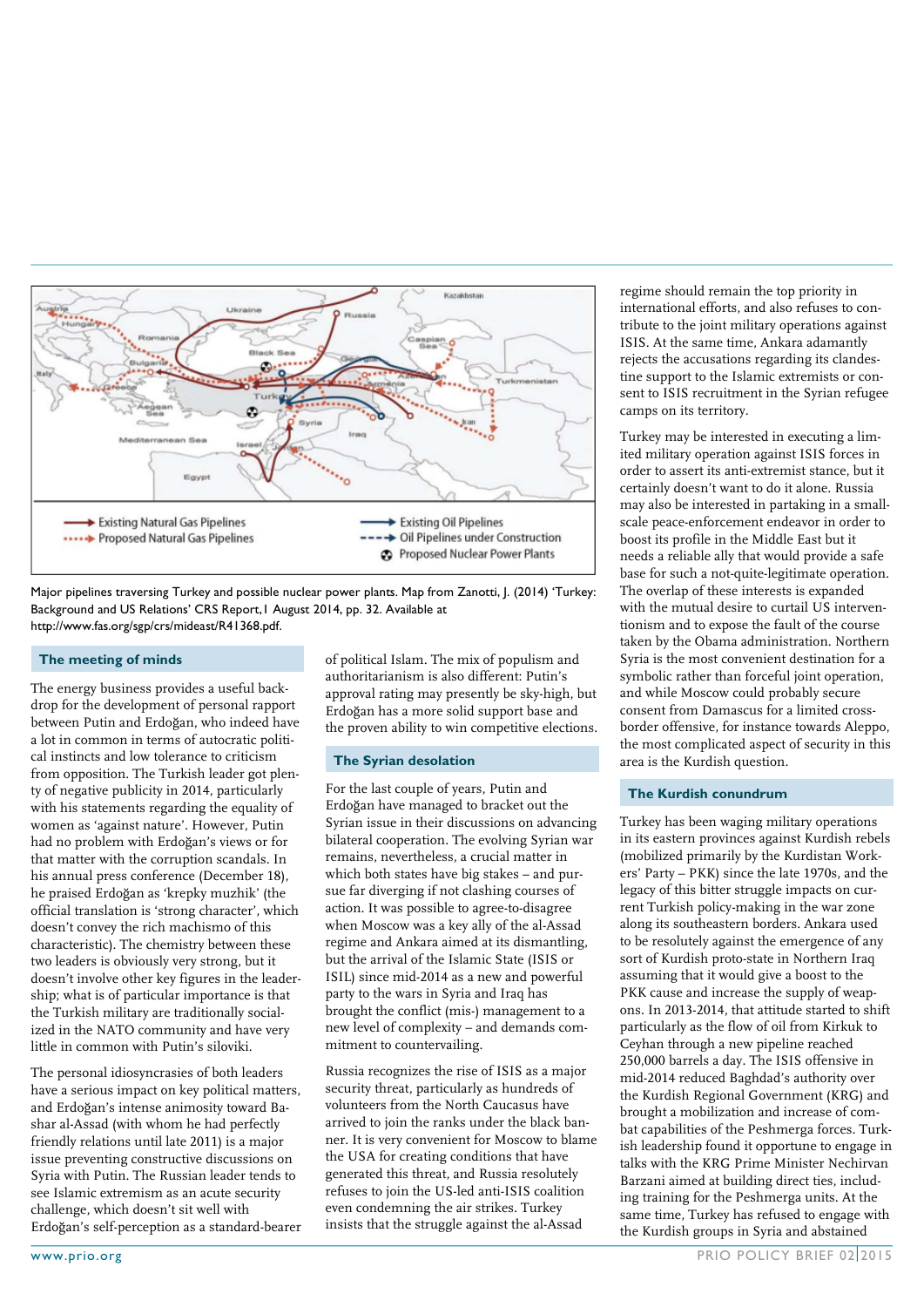Major pipelines traversing Turkey and possible nuclear power plants. Map from Zanotti, J. (2014) 'Turkey: Background and US Relations' CRS Report, 1 August 2014, pp. 32. Available at http://www.fas.org/sgp/crs/mideast/R41368.pdf.

## The meeting of minds

The energy business provides a useful backdrop for the development of personal rapport between Putin and Erdoğan, who indeed have a lot in common in terms of autocratic political instincts and low tolerance to criticism from opposition. The Turkish leader got plenty of negative publicity in 2014, particularly with his statements regarding the equality of women as 'against nature'. However, Putin had no problem with Erdoğan's views or for that matter with the corruption scandals. In his annual press conference (December 18), he praised Erdoğan as 'krepky muzhik' (the official translation is 'strong character', which doesn't convey the rich machismo of this characteristic). The chemistry between these two leaders is obviously very strong, but it doesn't involve other key figures in the leadership; what is of particular importance is that the Turkish military are traditionally socialized in the NATO community and have very little in common with Putin's siloviki.

The personal idiosyncracies of both leaders have a serious impact on key political matters, and Erdoğan's intense animosity toward Bashar al-Assad (with whom he had perfectly friendly relations until late 2011) is a major issue preventing constructive discussions on Syria with Putin. The Russian leader tends to see Islamic extremism as an acute security challenge, which doesn't sit well with Erdoğan's self-perception as a standard-bearer of political Islam. The mix of populism and authoritarianism is also different: Putin's approval rating may presently be sky-high, but Erdoğan has a more solid support base and the proven ability to win competitive elections.

## The Syrian desolation

For the last couple of years, Putin and Erdoğan have managed to bracket out the Syrian issue in their discussions on advancing bilateral cooperation. The evolving Syrian war remains, nevertheless, a crucial matter in which both states have big stakes – and pursue far diverging if not clashing courses of action. It was possible to agree-to-disagree when Moscow was a key ally of the al-Assad regime and Ankara aimed at its dismantling, but the arrival of the Islamic State (ISIS or ISIL) since mid-2014 as a new and powerful party to the wars in Syria and Iraq has brought the conflict (mis-) management to a new level of complexity – and demands commitment to countervailing.

Russia recognizes the rise of ISIS as a major security threat, particularly as hundreds of volunteers from the North Caucasus have arrived to join the ranks under the black banner. It is very convenient for Moscow to blame the USA for creating conditions that have generated this threat, and Russia resolutely refuses to join the US-led anti-ISIS coalition even condemning the air strikes. Turkey insists that the struggle against the al-Assad regime should remain the top priority in international efforts, and also refuses to contribute to the joint military operations against ISIS. At the same time, Ankara adamantly rejects the accusations regarding its clandestine support to the Islamic extremists or consent to ISIS recruitment in the Syrian refugee camps on its territory.

Turkey may be interested in executing a limited military operation against ISIS forces in order to assert its anti-extremist stance, but it certainly doesn't want to do it alone. Russia may also be interested in partaking in a small-scale peace-enforcement endeavor in order to boost its profile in the Middle East but it needs a reliable ally that would provide a safe base for such a not-quite-legitimate operation. The overlap of these interests is expanded with the mutual desire to curtail US interventionism and to expose the fault of the course taken by the Obama administration. Northern Syria is the most convenient destination for a symbolic rather than forceful joint operation, and while Moscow could probably secure consent from Damascus for a limited cross-border offensive, for instance towards Aleppo, the most complicated aspect of security in this area is the Kurdish question.

## The Kurdish conundrum

Turkey has been waging military operations in its eastern provinces against Kurdish rebels (mobilized primarily by the Kurdistan Workers' Party – PKK) since the late 1970s, and the legacy of this bitter struggle impacts on current Turkish policy-making in the war zone along its southeastern borders. Ankara used to be resolutely against the emergence of any sort of Kurdish proto-state in Northern Iraq assuming that it would give a boost to the PKK cause and increase the supply of weapons. In 2013-2014, that attitude started to shift particularly as the flow of oil from Kirkuk to Ceyhan through a new pipeline reached 250,000 barrels a day. The ISIS offensive in mid-2014 reduced Baghdad's authority over the Kurdish Regional Government (KRG) and brought a mobilization and increase of combat capabilities of the Peshmerga forces. Turkish leadership found it opportune to engage in talks with the KRG Prime Minister Nechirvan Barzani aimed at building direct ties, including training for the Peshmerga units. At the same time, Turkey has refused to engage with the Kurdish groups in Syria and abstained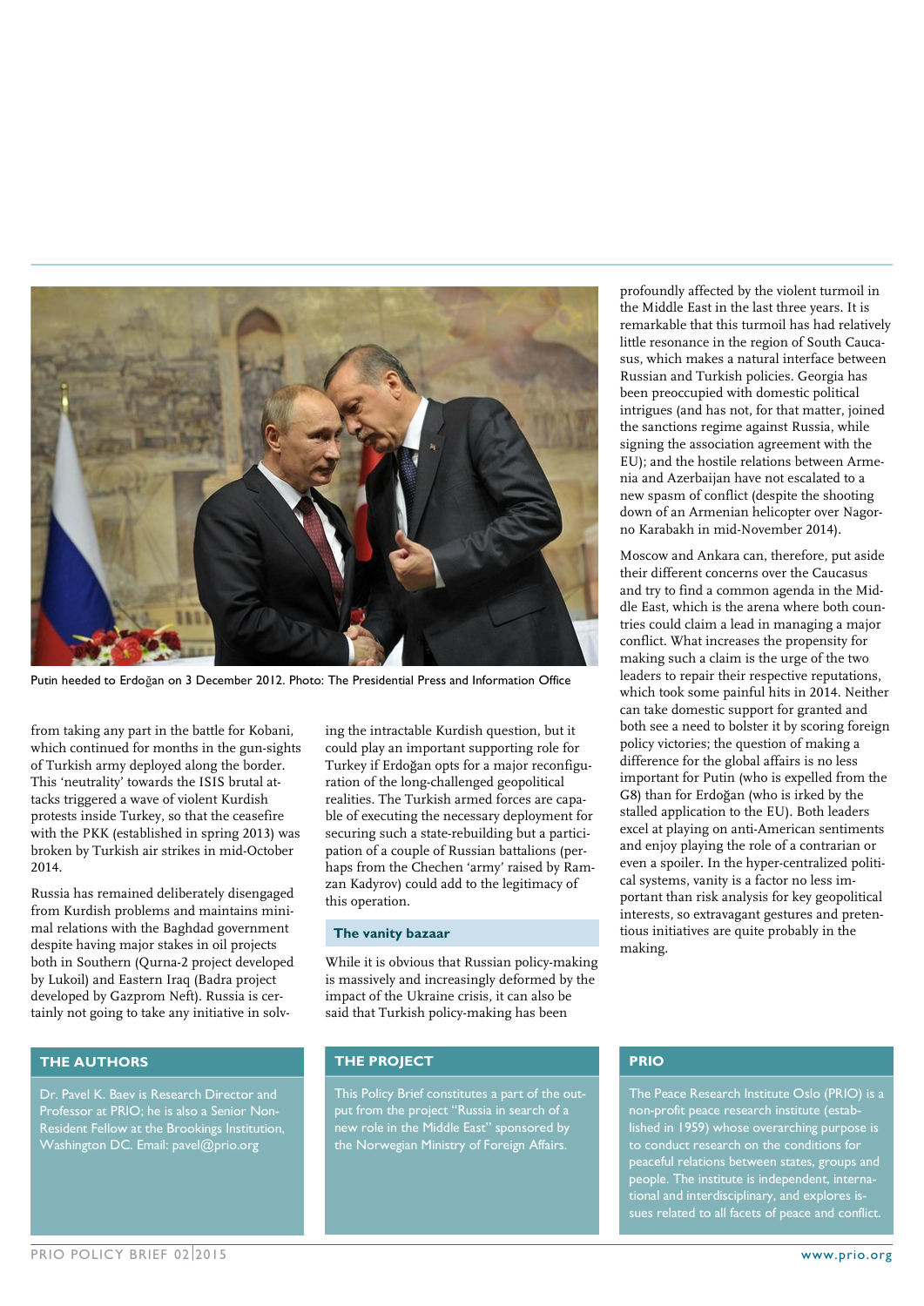Putin heeded to Erdoğan on 3 December 2012. Photo: The Presidential Press and Information Office

from taking any part in the battle for Kobani, which continued for months in the gun-sights of Turkish army deployed along the border. This 'neutrality' towards the ISIS brutal attacks triggered a wave of violent Kurdish protests inside Turkey, so that the ceasefire with the PKK (established in spring 2013) was broken by Turkish air strikes in mid-October 2014.

Russia has remained deliberately disengaged from Kurdish problems and maintains minimal relations with the Baghdad government despite having major stakes in oil projects both in Southern (Qurna-2 project developed by Lukoil) and Eastern Iraq (Badra project developed by Gazprom Neft). Russia is certainly not going to take any initiative in solving the intractable Kurdish question, but it could play an important supporting role for Turkey if Erdoğan opts for a major reconfiguration of the long-challenged geopolitical realities. The Turkish armed forces are capable of executing the necessary deployment for securing such a state-rebuilding but a participation of a couple of Russian battalions (perhaps from the Chechen 'army' raised by Ramzan Kadyrov) could add to the legitimacy of this operation.

## The vanity bazaar

While it is obvious that Russian policy-making is massively and increasingly deformed by the impact of the Ukraine crisis, it can also be said that Turkish policy-making has been profoundly affected by the violent turmoil in the Middle East in the last three years. It is remarkable that this turmoil has had relatively little resonance in the region of South Caucasus, which makes a natural interface between Russian and Turkish policies. Georgia has been preoccupied with domestic political intrigues (and has not, for that matter, joined the sanctions regime against Russia, while signing the association agreement with the EU); and the hostile relations between Armenia and Azerbaijan have not escalated to a new spasm of conflict (despite the shooting down of an Armenian helicopter over Nagorno Karabakh in mid-November 2014).

Moscow and Ankara can, therefore, put aside their different concerns over the Caucasus and try to find a common agenda in the Middle East, which is the arena where both countries could claim a lead in managing a major conflict. What increases the propensity for making such a claim is the urge of the two leaders to repair their respective reputations, which took some painful hits in 2014. Neither can take domestic support for granted and both see a need to bolster it by scoring foreign policy victories; the question of making a difference for the global affairs is no less important for Putin (who is expelled from the G8) than for Erdoğan (who is irked by the stalled application to the EU). Both leaders excel at playing on anti-American sentiments and enjoy playing the role of a contrarian or even a spoiler. In the hyper-centralized political systems, vanity is a factor no less important than risk analysis for key geopolitical interests, so extravagant gestures and pretentious initiatives are quite probably in the making.

## THE AUTHORS

Dr. Pavel K. Baev is Research Director and Professor at PRIO; he is also a Senior Non-Resident Fellow at the Brookings Institution, Washington DC. Email: pavel@prio.org

## THE PROJECT

This Policy Brief constitutes a part of the output from the project "Russia in search of a new role in the Middle East" sponsored by the Norwegian Ministry of Foreign Affairs.

## PRIO

The Peace Research Institute Oslo (PRIO) is a non-profit peace research institute (established in 1959) whose overarching purpose is to conduct research on the conditions for peaceful relations between states, groups and people. The institute is independent, international and interdisciplinary, and explores issues related to all facets of peace and conflict.